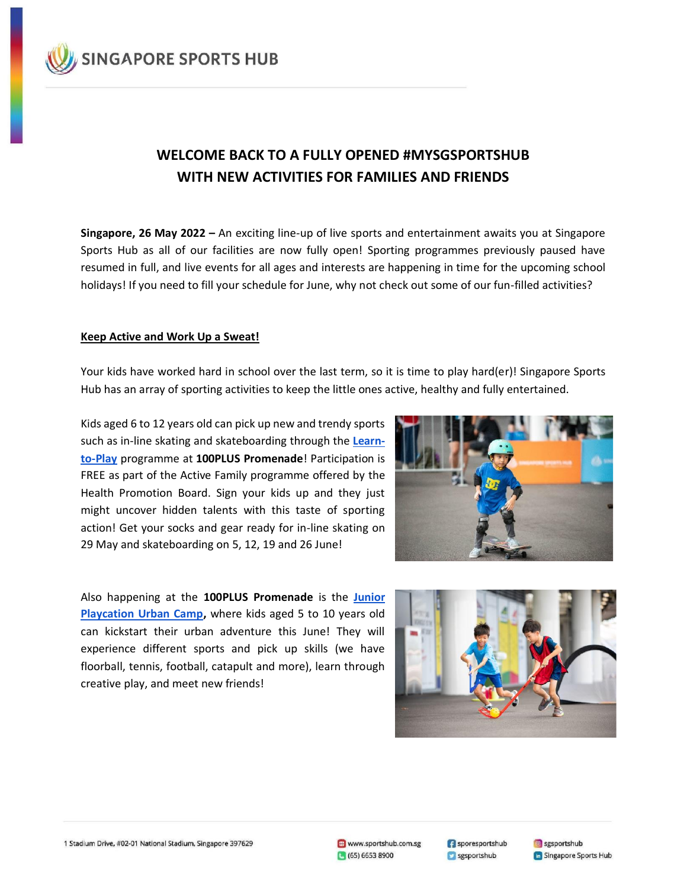# WELCOME BACK TO A FULLY OPENED #MYSGSPORTSHUB WITH NEW ACTIVITIES FOR FAMILIES AND FRIENDS

**Singapore, 26 May 2022 –** An exciting line-up of live sports and entertainment awaits you at Singapore Sports Hub as all of our facilities are now fully open! Sporting programmes previously paused have resumed in full, and live events for all ages and interests are happening in time for the upcoming school holidays! If you need to fill your schedule for June, why not check out some of our fun-filled activities?

## Keep Active and Work Up a Sweat!

Your kids have worked hard in school over the last term, so it is time to play hard(er)! Singapore Sports Hub has an array of sporting activities to keep the little ones active, healthy and fully entertained.

Kids aged 6 to 12 years old can pick up new and trendy sports such as in-line skating and skateboarding through the Learn-to-Play programme at **100PLUS Promenade**! Participation is FREE as part of the Active Family programme offered by the Health Promotion Board. Sign your kids up and they just might uncover hidden talents with this taste of sporting action! Get your socks and gear ready for in-line skating on 29 May and skateboarding on 5, 12, 19 and 26 June!

Also happening at the **100PLUS Promenade** is the Junior Playcation Urban Camp, where kids aged 5 to 10 years old can kickstart their urban adventure this June! They will experience different sports and pick up skills (we have floorball, tennis, football, catapult and more), learn through creative play, and meet new friends!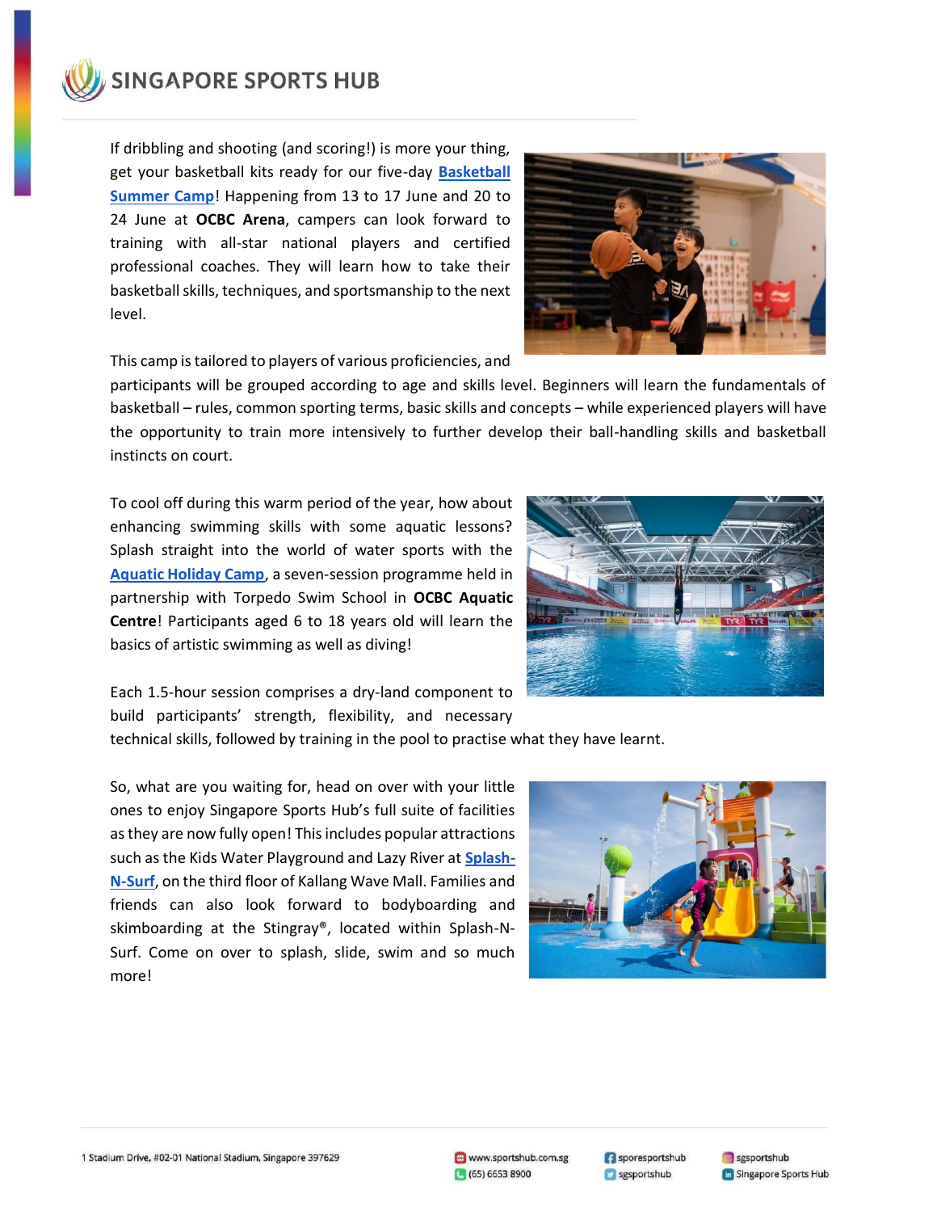If dribbling and shooting (and scoring!) is more your thing, get your basketball kits ready for our five-day **Basketball Summer Camp**! Happening from 13 to 17 June and 20 to 24 June at **OCBC Arena**, campers can look forward to training with all-star national players and certified professional coaches. They will learn how to take their basketball skills, techniques, and sportsmanship to the next level.

This camp is tailored to players of various proficiencies, and participants will be grouped according to age and skills level. Beginners will learn the fundamentals of basketball – rules, common sporting terms, basic skills and concepts – while experienced players will have the opportunity to train more intensively to further develop their ball-handling skills and basketball instincts on court.

To cool off during this warm period of the year, how about enhancing swimming skills with some aquatic lessons? Splash straight into the world of water sports with the **Aquatic Holiday Camp**, a seven-session programme held in partnership with Torpedo Swim School in **OCBC Aquatic Centre**! Participants aged 6 to 18 years old will learn the basics of artistic swimming as well as diving!

Each 1.5-hour session comprises a dry-land component to build participants' strength, flexibility, and necessary technical skills, followed by training in the pool to practise what they have learnt.

So, what are you waiting for, head on over with your little ones to enjoy Singapore Sports Hub's full suite of facilities as they are now fully open! This includes popular attractions such as the Kids Water Playground and Lazy River at **Splash-N-Surf**, on the third floor of Kallang Wave Mall. Families and friends can also look forward to bodyboarding and skimboarding at the Stingray®, located within Splash-N-Surf. Come on over to splash, slide, swim and so much more!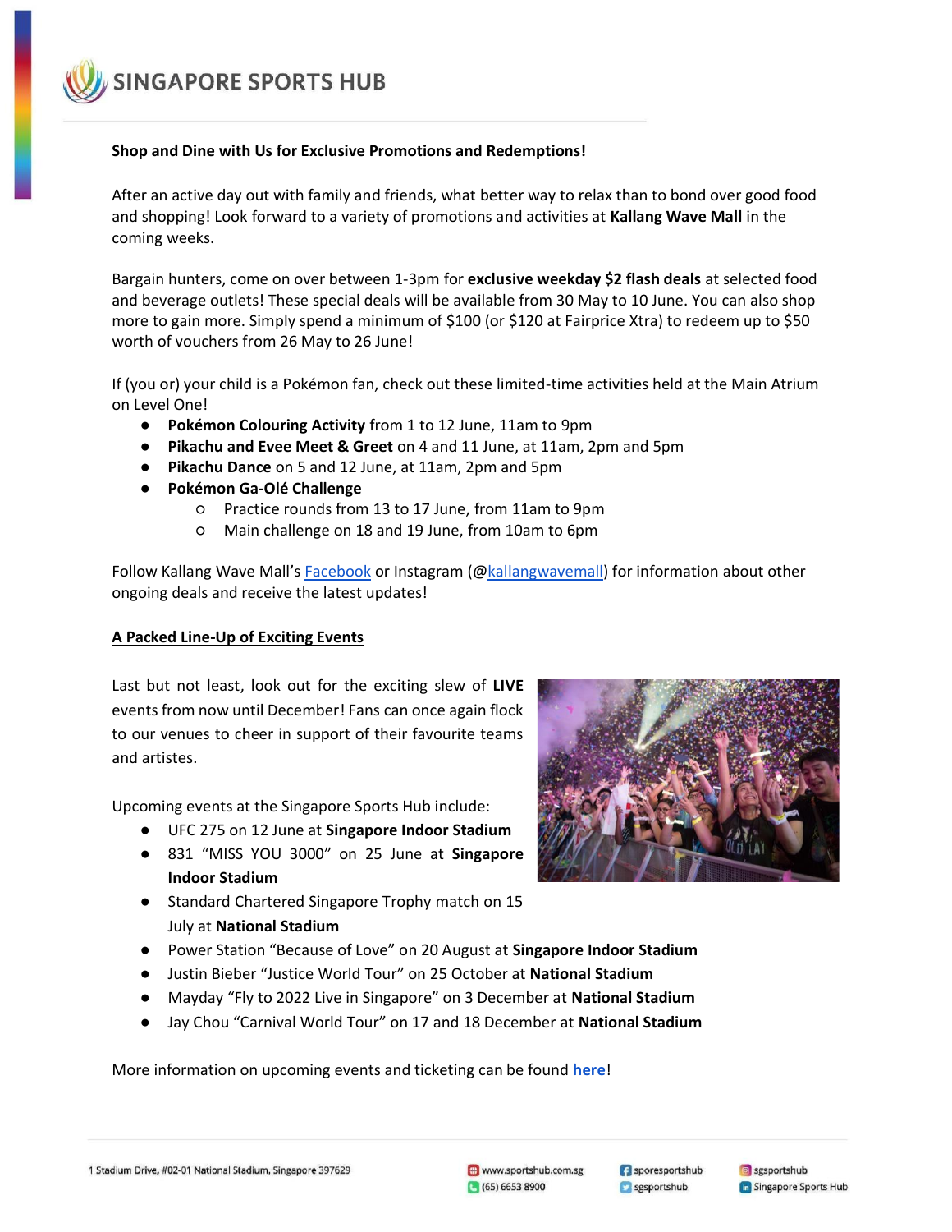## Shop and Dine with Us for Exclusive Promotions and Redemptions!

After an active day out with family and friends, what better way to relax than to bond over good food and shopping! Look forward to a variety of promotions and activities at **Kallang Wave Mall** in the coming weeks.

Bargain hunters, come on over between 1-3pm for **exclusive weekday $2 flash deals** at selected food and beverage outlets! These special deals will be available from 30 May to 10 June. You can also shop more to gain more. Simply spend a minimum of $100 (or $120 at Fairprice Xtra) to redeem up to $50 worth of vouchers from 26 May to 26 June!

If (you or) your child is a Pokémon fan, check out these limited-time activities held at the Main Atrium on Level One!

- **Pokémon Colouring Activity** from 1 to 12 June, 11am to 9pm
- **Pikachu and Evee Meet & Greet** on 4 and 11 June, at 11am, 2pm and 5pm
- **Pikachu Dance** on 5 and 12 June, at 11am, 2pm and 5pm
- **Pokémon Ga-Olé Challenge**
  - Practice rounds from 13 to 17 June, from 11am to 9pm
  - Main challenge on 18 and 19 June, from 10am to 6pm

Follow Kallang Wave Mall's Facebook or Instagram (@kallangwavemall) for information about other ongoing deals and receive the latest updates!

## A Packed Line-Up of Exciting Events

Last but not least, look out for the exciting slew of **LIVE** events from now until December! Fans can once again flock to our venues to cheer in support of their favourite teams and artistes.

Upcoming events at the Singapore Sports Hub include:

- UFC 275 on 12 June at **Singapore Indoor Stadium**
- 831 "MISS YOU 3000" on 25 June at **Singapore Indoor Stadium**
- Standard Chartered Singapore Trophy match on 15 July at **National Stadium**
- Power Station "Because of Love" on 20 August at **Singapore Indoor Stadium**
- Justin Bieber "Justice World Tour" on 25 October at **National Stadium**
- Mayday "Fly to 2022 Live in Singapore" on 3 December at **National Stadium**
- Jay Chou "Carnival World Tour" on 17 and 18 December at **National Stadium**

More information on upcoming events and ticketing can be found **here**!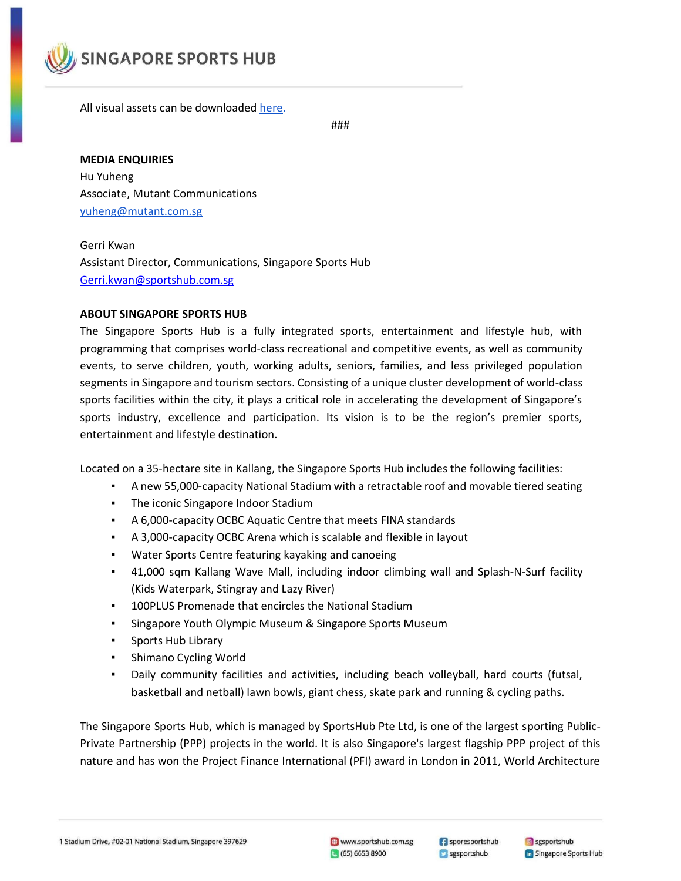All visual assets can be downloaded [here](here).

###

**MEDIA ENQUIRIES**
Hu Yuheng
Associate, Mutant Communications
[yuheng@mutant.com.sg](mailto:yuheng@mutant.com.sg)

Gerri Kwan
Assistant Director, Communications, Singapore Sports Hub
[Gerri.kwan@sportshub.com.sg](mailto:Gerri.kwan@sportshub.com.sg)

**ABOUT SINGAPORE SPORTS HUB**

The Singapore Sports Hub is a fully integrated sports, entertainment and lifestyle hub, with programming that comprises world-class recreational and competitive events, as well as community events, to serve children, youth, working adults, seniors, families, and less privileged population segments in Singapore and tourism sectors. Consisting of a unique cluster development of world-class sports facilities within the city, it plays a critical role in accelerating the development of Singapore's sports industry, excellence and participation. Its vision is to be the region's premier sports, entertainment and lifestyle destination.

Located on a 35-hectare site in Kallang, the Singapore Sports Hub includes the following facilities:

- A new 55,000-capacity National Stadium with a retractable roof and movable tiered seating
- The iconic Singapore Indoor Stadium
- A 6,000-capacity OCBC Aquatic Centre that meets FINA standards
- A 3,000-capacity OCBC Arena which is scalable and flexible in layout
- Water Sports Centre featuring kayaking and canoeing
- 41,000 sqm Kallang Wave Mall, including indoor climbing wall and Splash-N-Surf facility (Kids Waterpark, Stingray and Lazy River)
- 100PLUS Promenade that encircles the National Stadium
- Singapore Youth Olympic Museum & Singapore Sports Museum
- Sports Hub Library
- Shimano Cycling World
- Daily community facilities and activities, including beach volleyball, hard courts (futsal, basketball and netball) lawn bowls, giant chess, skate park and running & cycling paths.

The Singapore Sports Hub, which is managed by SportsHub Pte Ltd, is one of the largest sporting Public-Private Partnership (PPP) projects in the world. It is also Singapore's largest flagship PPP project of this nature and has won the Project Finance International (PFI) award in London in 2011, World Architecture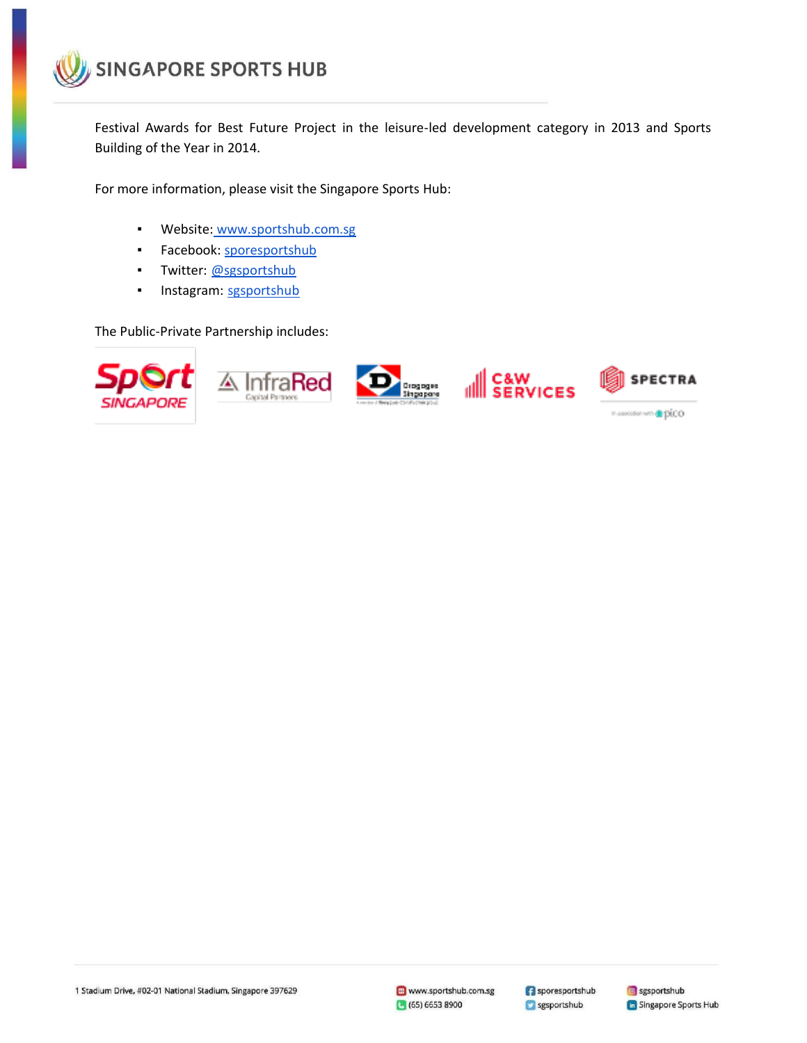Festival Awards for Best Future Project in the leisure-led development category in 2013 and Sports Building of the Year in 2014.

For more information, please visit the Singapore Sports Hub:

- Website: www.sportshub.com.sg
- Facebook: sporesportshub
- Twitter: @sgsportshub
- Instagram: sgsportshub

The Public-Private Partnership includes: